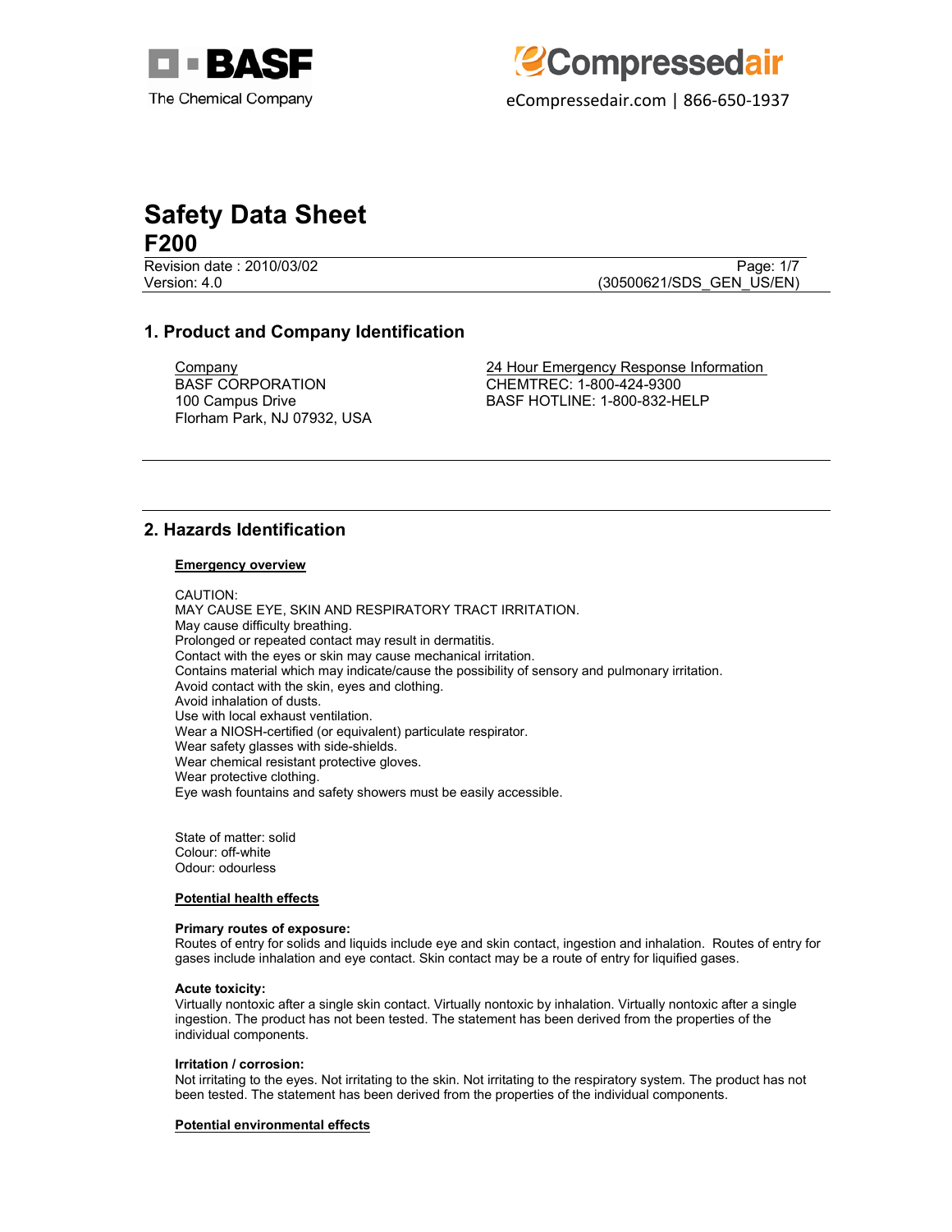BASF
The Chemical Company

eCompressedair
eCompressedair.com | 866-650-1937

# Safety Data Sheet
## F200

Revision date : 2010/03/02
Version: 4.0

(30500621/SDS_GEN_US/EN)

## 1. Product and Company Identification

Company
BASF CORPORATION
100 Campus Drive
Florham Park, NJ 07932, USA

24 Hour Emergency Response Information
CHEMTREC: 1-800-424-9300
BASF HOTLINE: 1-800-832-HELP

## 2. Hazards Identification

**Emergency overview**

CAUTION:
MAY CAUSE EYE, SKIN AND RESPIRATORY TRACT IRRITATION.
May cause difficulty breathing.
Prolonged or repeated contact may result in dermatitis.
Contact with the eyes or skin may cause mechanical irritation.
Contains material which may indicate/cause the possibility of sensory and pulmonary irritation.
Avoid contact with the skin, eyes and clothing.
Avoid inhalation of dusts.
Use with local exhaust ventilation.
Wear a NIOSH-certified (or equivalent) particulate respirator.
Wear safety glasses with side-shields.
Wear chemical resistant protective gloves.
Wear protective clothing.
Eye wash fountains and safety showers must be easily accessible.

State of matter: solid
Colour: off-white
Odour: odourless

**Potential health effects**

**Primary routes of exposure:**
Routes of entry for solids and liquids include eye and skin contact, ingestion and inhalation. Routes of entry for gases include inhalation and eye contact. Skin contact may be a route of entry for liquified gases.

**Acute toxicity:**
Virtually nontoxic after a single skin contact. Virtually nontoxic by inhalation. Virtually nontoxic after a single ingestion. The product has not been tested. The statement has been derived from the properties of the individual components.

**Irritation / corrosion:**
Not irritating to the eyes. Not irritating to the skin. Not irritating to the respiratory system. The product has not been tested. The statement has been derived from the properties of the individual components.

**Potential environmental effects**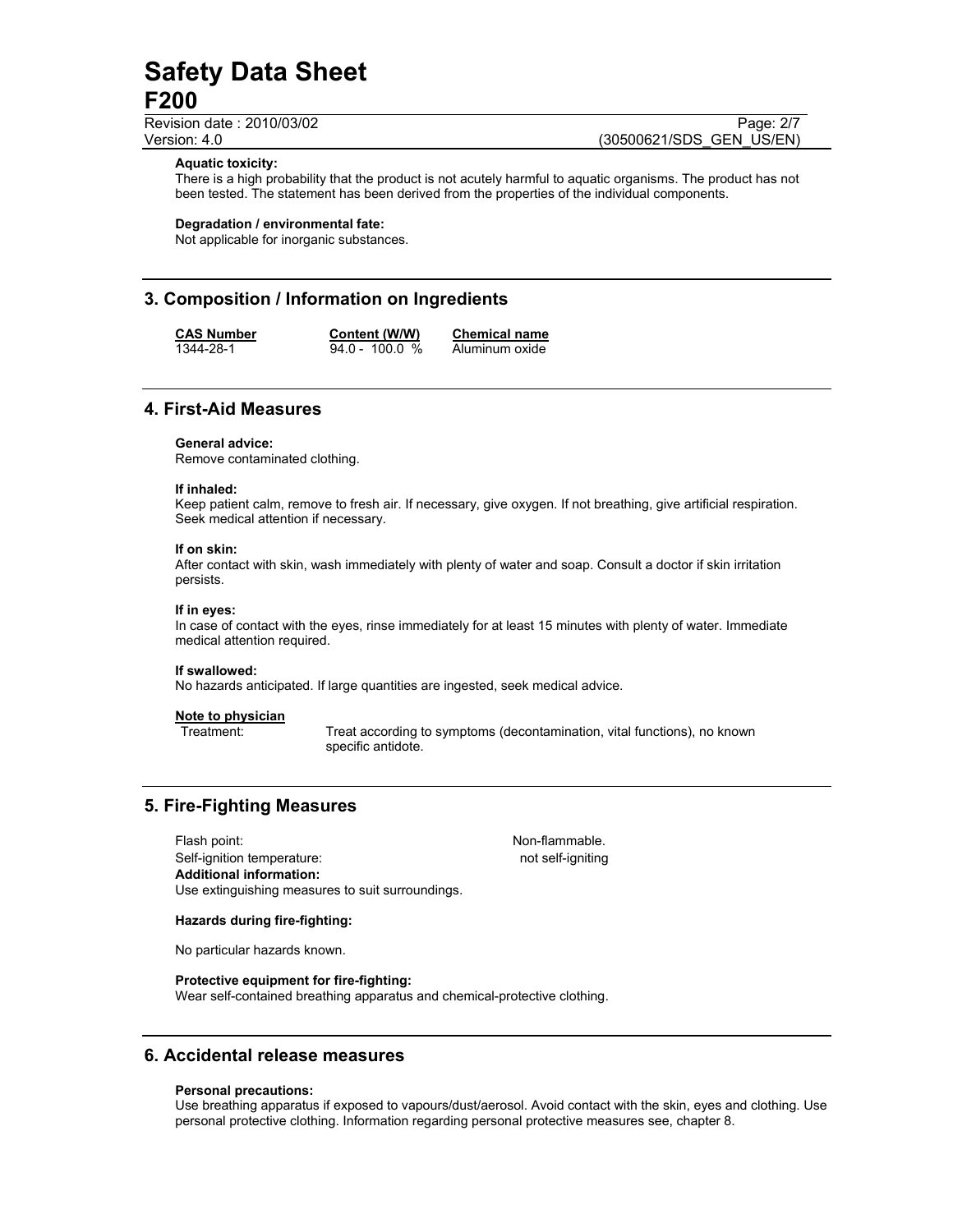**Aquatic toxicity:**
There is a high probability that the product is not acutely harmful to aquatic organisms. The product has not been tested. The statement has been derived from the properties of the individual components.

**Degradation / environmental fate:**
Not applicable for inorganic substances.

## 3. Composition / Information on Ingredients

| CAS Number | Content (W/W) | Chemical name |
|---|---|---|
| 1344-28-1 | 94.0 - 100.0 % | Aluminum oxide |

## 4. First-Aid Measures

**General advice:**
Remove contaminated clothing.

**If inhaled:**
Keep patient calm, remove to fresh air. If necessary, give oxygen. If not breathing, give artificial respiration. Seek medical attention if necessary.

**If on skin:**
After contact with skin, wash immediately with plenty of water and soap. Consult a doctor if skin irritation persists.

**If in eyes:**
In case of contact with the eyes, rinse immediately for at least 15 minutes with plenty of water. Immediate medical attention required.

**If swallowed:**
No hazards anticipated. If large quantities are ingested, seek medical advice.

**Note to physician**

Treatment: Treat according to symptoms (decontamination, vital functions), no known specific antidote.

## 5. Fire-Fighting Measures

Flash point: Non-flammable.
Self-ignition temperature: not self-igniting

**Additional information:**
Use extinguishing measures to suit surroundings.

**Hazards during fire-fighting:**

No particular hazards known.

**Protective equipment for fire-fighting:**
Wear self-contained breathing apparatus and chemical-protective clothing.

## 6. Accidental release measures

**Personal precautions:**
Use breathing apparatus if exposed to vapours/dust/aerosol. Avoid contact with the skin, eyes and clothing. Use personal protective clothing. Information regarding personal protective measures see, chapter 8.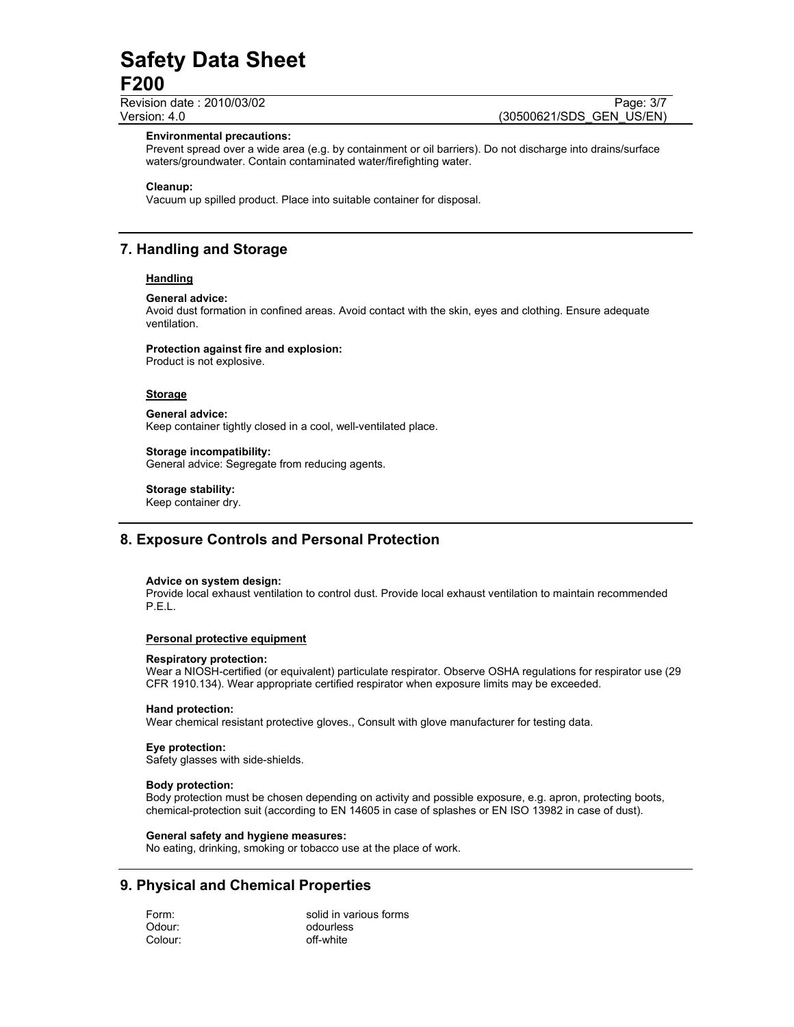**Environmental precautions:**
Prevent spread over a wide area (e.g. by containment or oil barriers). Do not discharge into drains/surface waters/groundwater. Contain contaminated water/firefighting water.

**Cleanup:**
Vacuum up spilled product. Place into suitable container for disposal.

## 7. Handling and Storage

### Handling

**General advice:**
Avoid dust formation in confined areas. Avoid contact with the skin, eyes and clothing. Ensure adequate ventilation.

**Protection against fire and explosion:**
Product is not explosive.

### Storage

**General advice:**
Keep container tightly closed in a cool, well-ventilated place.

**Storage incompatibility:**
General advice: Segregate from reducing agents.

**Storage stability:**
Keep container dry.

## 8. Exposure Controls and Personal Protection

**Advice on system design:**
Provide local exhaust ventilation to control dust. Provide local exhaust ventilation to maintain recommended P.E.L.

### Personal protective equipment

**Respiratory protection:**
Wear a NIOSH-certified (or equivalent) particulate respirator. Observe OSHA regulations for respirator use (29 CFR 1910.134). Wear appropriate certified respirator when exposure limits may be exceeded.

**Hand protection:**
Wear chemical resistant protective gloves., Consult with glove manufacturer for testing data.

**Eye protection:**
Safety glasses with side-shields.

**Body protection:**
Body protection must be chosen depending on activity and possible exposure, e.g. apron, protecting boots, chemical-protection suit (according to EN 14605 in case of splashes or EN ISO 13982 in case of dust).

**General safety and hygiene measures:**
No eating, drinking, smoking or tobacco use at the place of work.

## 9. Physical and Chemical Properties

| | |
|---|---|
| Form: | solid in various forms |
| Odour: | odourless |
| Colour: | off-white |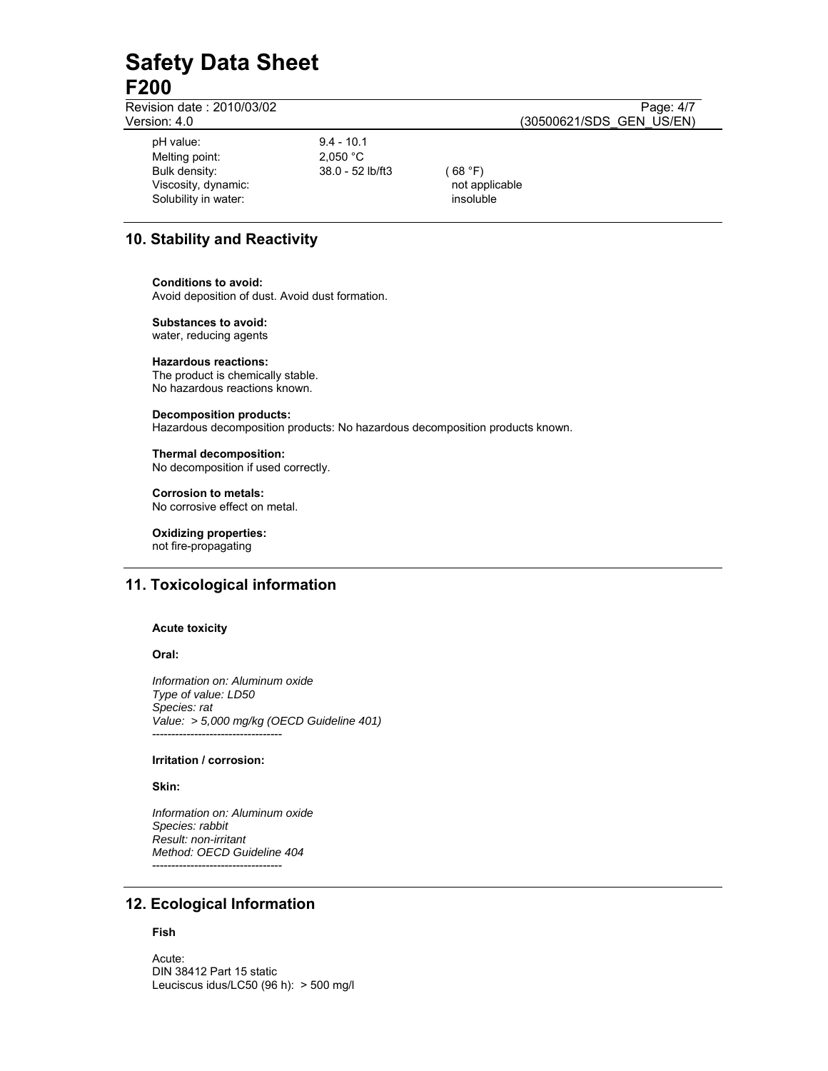| | | |
|---|---|---|
| pH value: | 9.4 - 10.1 | |
| Melting point: | 2,050 °C | |
| Bulk density: | 38.0 - 52 lb/ft3 | ( 68 °F) |
| Viscosity, dynamic: | | not applicable |
| Solubility in water: | | insoluble |

## 10. Stability and Reactivity

**Conditions to avoid:**
Avoid deposition of dust. Avoid dust formation.

**Substances to avoid:**
water, reducing agents

**Hazardous reactions:**
The product is chemically stable.
No hazardous reactions known.

**Decomposition products:**
Hazardous decomposition products: No hazardous decomposition products known.

**Thermal decomposition:**
No decomposition if used correctly.

**Corrosion to metals:**
No corrosive effect on metal.

**Oxidizing properties:**
not fire-propagating

## 11. Toxicological information

**Acute toxicity**

**Oral:**

*Information on: Aluminum oxide*
*Type of value: LD50*
*Species: rat*
*Value: > 5,000 mg/kg (OECD Guideline 401)*
----------------------------------

**Irritation / corrosion:**

**Skin:**

*Information on: Aluminum oxide*
*Species: rabbit*
*Result: non-irritant*
*Method: OECD Guideline 404*
----------------------------------

## 12. Ecological Information

**Fish**

Acute:
DIN 38412 Part 15 static
Leuciscus idus/LC50 (96 h): > 500 mg/l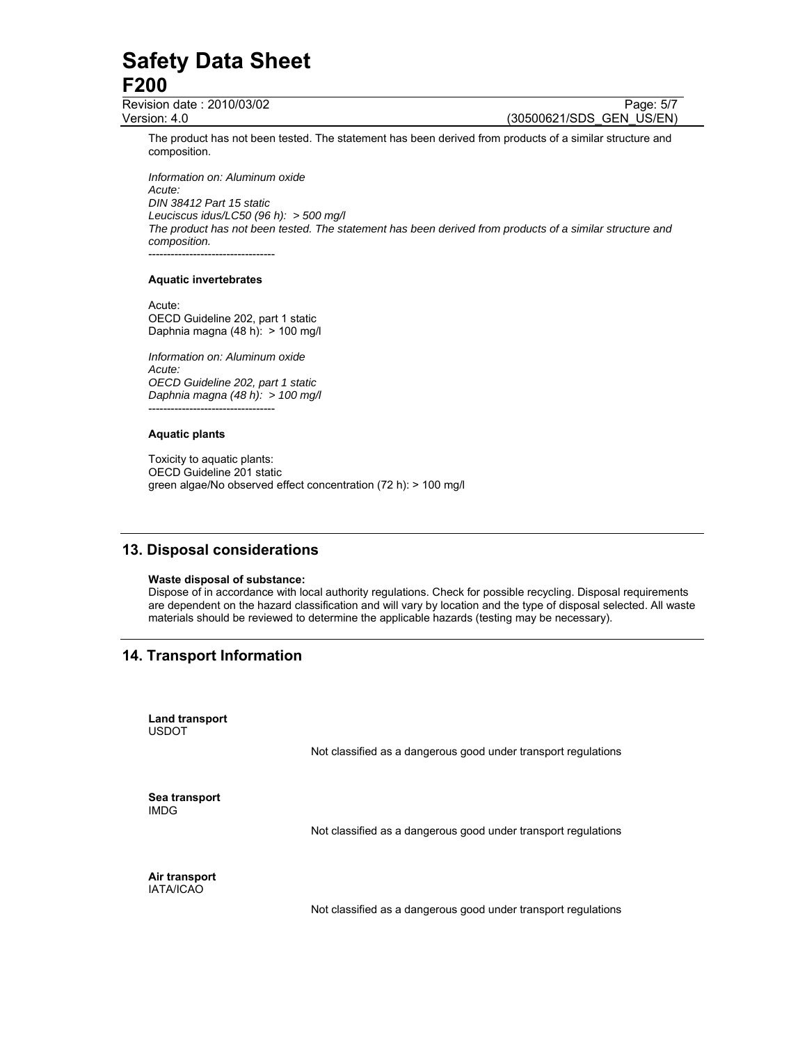The product has not been tested. The statement has been derived from products of a similar structure and composition.

*Information on: Aluminum oxide*
*Acute:*
*DIN 38412 Part 15 static*
*Leuciscus idus/LC50 (96 h): > 500 mg/l*
*The product has not been tested. The statement has been derived from products of a similar structure and composition.*
----------------------------------

**Aquatic invertebrates**

Acute:
OECD Guideline 202, part 1 static
Daphnia magna (48 h): > 100 mg/l

*Information on: Aluminum oxide*
*Acute:*
*OECD Guideline 202, part 1 static*
*Daphnia magna (48 h): > 100 mg/l*
----------------------------------

**Aquatic plants**

Toxicity to aquatic plants:
OECD Guideline 201 static
green algae/No observed effect concentration (72 h): > 100 mg/l

## 13. Disposal considerations

**Waste disposal of substance:**
Dispose of in accordance with local authority regulations. Check for possible recycling. Disposal requirements are dependent on the hazard classification and will vary by location and the type of disposal selected. All waste materials should be reviewed to determine the applicable hazards (testing may be necessary).

## 14. Transport Information

**Land transport**
USDOT

Not classified as a dangerous good under transport regulations

**Sea transport**
IMDG

Not classified as a dangerous good under transport regulations

**Air transport**
IATA/ICAO

Not classified as a dangerous good under transport regulations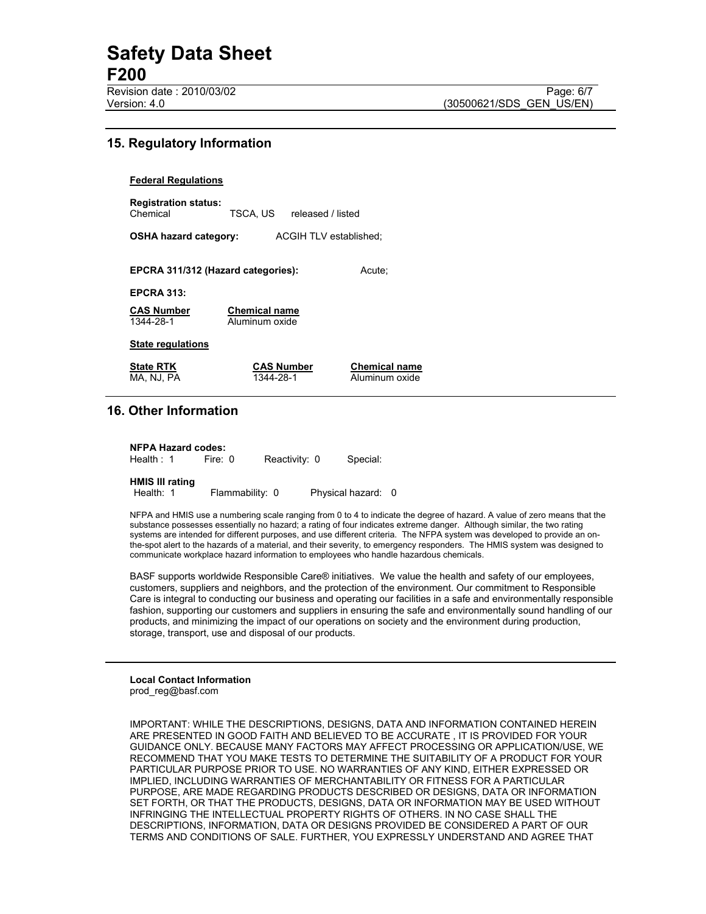## 15. Regulatory Information

**Federal Regulations**

**Registration status:**

| | | |
|---|---|---|
| Chemical | TSCA, US | released / listed |

**OSHA hazard category:** ACGIH TLV established;

**EPCRA 311/312 (Hazard categories):** Acute;

**EPCRA 313:**

| CAS Number | Chemical name |
|---|---|
| 1344-28-1 | Aluminum oxide |

**State regulations**

| State RTK | CAS Number | Chemical name |
|---|---|---|
| MA, NJ, PA | 1344-28-1 | Aluminum oxide |

## 16. Other Information

**NFPA Hazard codes:**

Health : 1 Fire: 0 Reactivity: 0 Special:

**HMIS III rating**

Health: 1 Flammability: 0 Physical hazard: 0

NFPA and HMIS use a numbering scale ranging from 0 to 4 to indicate the degree of hazard. A value of zero means that the substance possesses essentially no hazard; a rating of four indicates extreme danger. Although similar, the two rating systems are intended for different purposes, and use different criteria. The NFPA system was developed to provide an on-the-spot alert to the hazards of a material, and their severity, to emergency responders. The HMIS system was designed to communicate workplace hazard information to employees who handle hazardous chemicals.

BASF supports worldwide Responsible Care® initiatives. We value the health and safety of our employees, customers, suppliers and neighbors, and the protection of the environment. Our commitment to Responsible Care is integral to conducting our business and operating our facilities in a safe and environmentally responsible fashion, supporting our customers and suppliers in ensuring the safe and environmentally sound handling of our products, and minimizing the impact of our operations on society and the environment during production, storage, transport, use and disposal of our products.

---

**Local Contact Information**
prod_reg@basf.com

IMPORTANT: WHILE THE DESCRIPTIONS, DESIGNS, DATA AND INFORMATION CONTAINED HEREIN ARE PRESENTED IN GOOD FAITH AND BELIEVED TO BE ACCURATE , IT IS PROVIDED FOR YOUR GUIDANCE ONLY. BECAUSE MANY FACTORS MAY AFFECT PROCESSING OR APPLICATION/USE, WE RECOMMEND THAT YOU MAKE TESTS TO DETERMINE THE SUITABILITY OF A PRODUCT FOR YOUR PARTICULAR PURPOSE PRIOR TO USE. NO WARRANTIES OF ANY KIND, EITHER EXPRESSED OR IMPLIED, INCLUDING WARRANTIES OF MERCHANTABILITY OR FITNESS FOR A PARTICULAR PURPOSE, ARE MADE REGARDING PRODUCTS DESCRIBED OR DESIGNS, DATA OR INFORMATION SET FORTH, OR THAT THE PRODUCTS, DESIGNS, DATA OR INFORMATION MAY BE USED WITHOUT INFRINGING THE INTELLECTUAL PROPERTY RIGHTS OF OTHERS. IN NO CASE SHALL THE DESCRIPTIONS, INFORMATION, DATA OR DESIGNS PROVIDED BE CONSIDERED A PART OF OUR TERMS AND CONDITIONS OF SALE. FURTHER, YOU EXPRESSLY UNDERSTAND AND AGREE THAT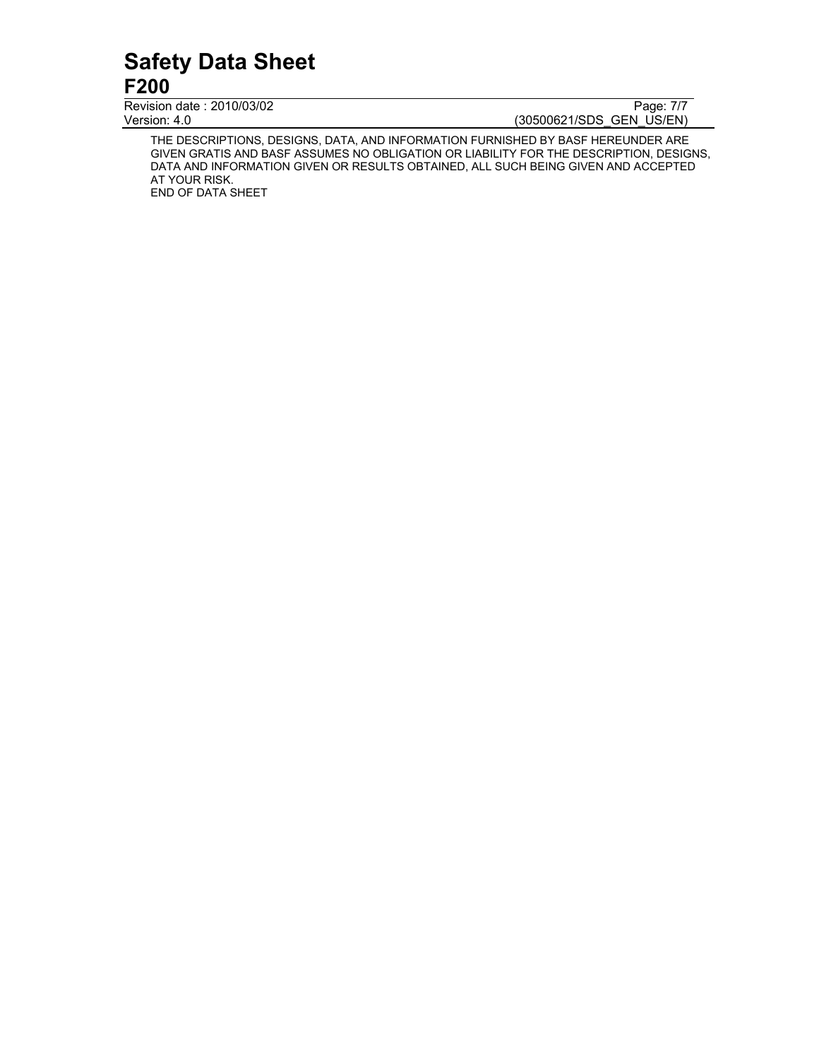THE DESCRIPTIONS, DESIGNS, DATA, AND INFORMATION FURNISHED BY BASF HEREUNDER ARE GIVEN GRATIS AND BASF ASSUMES NO OBLIGATION OR LIABILITY FOR THE DESCRIPTION, DESIGNS, DATA AND INFORMATION GIVEN OR RESULTS OBTAINED, ALL SUCH BEING GIVEN AND ACCEPTED AT YOUR RISK.

END OF DATA SHEET